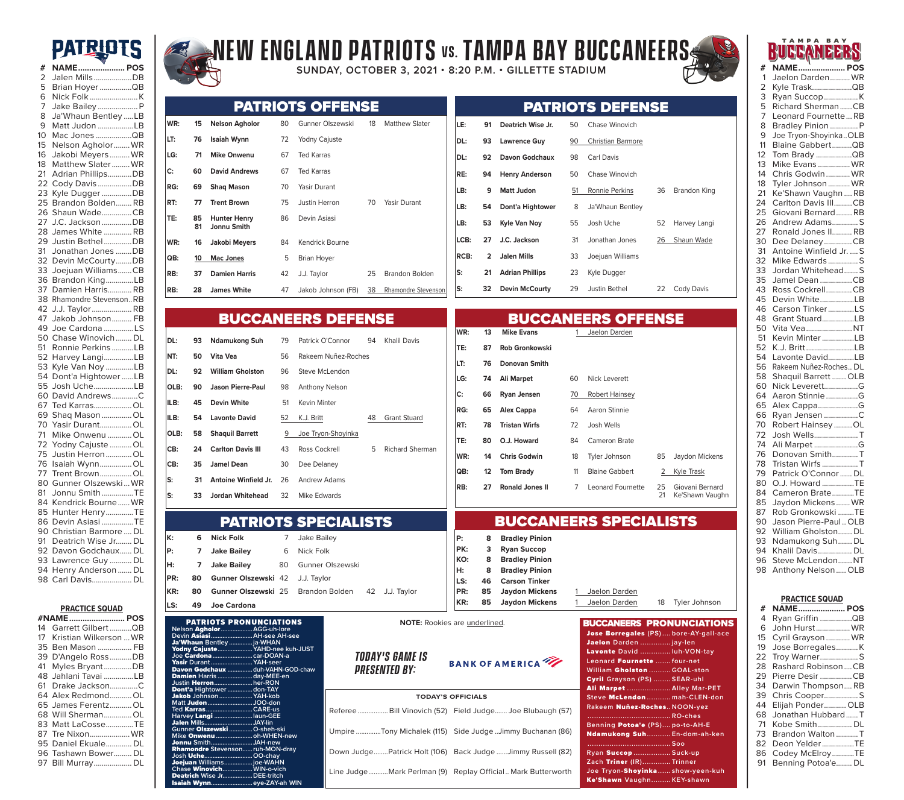# NEW ENGLAND PATRIOTS vs. TAMPA BAY BUCCANEERS

SUNDAY, OCTOBER 3, 2021 • 8:20 P.M. • GILLETTE STADIUM

## PATRIOTS

| # | NAME | POS |
|---|---|---|
| 2 | Jalen Mills | DB |
| 5 | Brian Hoyer | QB |
| 6 | Nick Folk | K |
| 7 | Jake Bailey | P |
| 8 | Ja'Whaun Bentley | LB |
| 9 | Matt Judon | LB |
| 10 | Mac Jones | QB |
| 15 | Nelson Agholor | WR |
| 16 | Jakobi Meyers | WR |
| 18 | Matthew Slater | WR |
| 21 | Adrian Phillips | DB |
| 22 | Cody Davis | DB |
| 23 | Kyle Dugger | DB |
| 25 | Brandon Bolden | RB |
| 26 | Shaun Wade | CB |
| 27 | J.C. Jackson | DB |
| 28 | James White | RB |
| 29 | Justin Bethel | DB |
| 31 | Jonathan Jones | DB |
| 32 | Devin McCourty | DB |
| 33 | Joejuan Williams | CB |
| 36 | Brandon King | LB |
| 37 | Damien Harris | RB |
| 38 | Rhamondre Stevenson | RB |
| 42 | J.J. Taylor | RB |
| 47 | Jakob Johnson | FB |
| 49 | Joe Cardona | LS |
| 50 | Chase Winovich | DL |
| 51 | Ronnie Perkins | LB |
| 52 | Harvey Langi | LB |
| 53 | Kyle Van Noy | LB |
| 54 | Dont'a Hightower | LB |
| 55 | Josh Uche | LB |
| 60 | David Andrews | C |
| 67 | Ted Karras | OL |
| 69 | Shaq Mason | OL |
| 70 | Yasir Durant | OL |
| 71 | Mike Onwenu | OL |
| 72 | Yodny Cajuste | OL |
| 75 | Justin Herron | OL |
| 76 | Isaiah Wynn | OL |
| 77 | Trent Brown | OL |
| 80 | Gunner Olszewski | WR |
| 81 | Jonnu Smith | TE |
| 84 | Kendrick Bourne | WR |
| 85 | Hunter Henry | TE |
| 86 | Devin Asiasi | TE |
| 90 | Christian Barmore | DL |
| 91 | Deatrich Wise Jr. | DL |
| 92 | Davon Godchaux | DL |
| 93 | Lawrence Guy | DL |
| 94 | Henry Anderson | DL |
| 98 | Carl Davis | DL |

### PRACTICE SQUAD

| # | NAME | POS |
|---|---|---|
| 14 | Garrett Gilbert | QB |
| 17 | Kristian Wilkerson | WR |
| 35 | Ben Mason | FB |
| 39 | D'Angelo Ross | DB |
| 41 | Myles Bryant | DB |
| 48 | Jahlani Tavai | LB |
| 61 | Drake Jackson | C |
| 64 | Alex Redmond | OL |
| 65 | James Ferentz | OL |
| 68 | Will Sherman | OL |
| 83 | Matt LaCosse | TE |
| 87 | Tre Nixon | WR |
| 95 | Daniel Ekuale | DL |
| 96 | Tashawn Bower | DL |
| 97 | Bill Murray | DL |

## PATRIOTS OFFENSE

| Pos | # | Starter | # | Backup | # | Backup |
|---|---|---|---|---|---|---|
| WR: | 15 | Nelson Agholor | 80 | Gunner Olszewski | 18 | Matthew Slater |
| LT: | 76 | Isaiah Wynn | 72 | Yodny Cajuste | | |
| LG: | 71 | Mike Onwenu | 67 | Ted Karras | | |
| C: | 60 | David Andrews | 67 | Ted Karras | | |
| RG: | 69 | Shaq Mason | 70 | Yasir Durant | | |
| RT: | 77 | Trent Brown | 75 | Justin Herron | 70 | Yasir Durant |
| TE: | 85 / 81 | Hunter Henry / Jonnu Smith | 86 | Devin Asiasi | | |
| WR: | 16 | Jakobi Meyers | 84 | Kendrick Bourne | | |
| QB: | 10 | Mac Jones | 5 | Brian Hoyer | | |
| RB: | 37 | Damien Harris | 42 | J.J. Taylor | 25 | Brandon Bolden |
| RB: | 28 | James White | 47 | Jakob Johnson (FB) | 38 | Rhamondre Stevenson |

## PATRIOTS DEFENSE

| Pos | # | Starter | # | Backup | # | Backup |
|---|---|---|---|---|---|---|
| LE: | 91 | Deatrich Wise Jr. | 50 | Chase Winovich | | |
| DL: | 93 | Lawrence Guy | 90 | Christian Barmore | | |
| DL: | 92 | Davon Godchaux | 98 | Carl Davis | | |
| RE: | 94 | Henry Anderson | 50 | Chase Winovich | | |
| LB: | 9 | Matt Judon | 51 | Ronnie Perkins | 36 | Brandon King |
| LB: | 54 | Dont'a Hightower | 8 | Ja'Whaun Bentley | | |
| LB: | 53 | Kyle Van Noy | 55 | Josh Uche | 52 | Harvey Langi |
| LCB: | 27 | J.C. Jackson | 31 | Jonathan Jones | 26 | Shaun Wade |
| RCB: | 2 | Jalen Mills | 33 | Joejuan Williams | | |
| S: | 21 | Adrian Phillips | 23 | Kyle Dugger | | |
| S: | 32 | Devin McCourty | 29 | Justin Bethel | 22 | Cody Davis |

## BUCCANEERS DEFENSE

| Pos | # | Starter | # | Backup | # | Backup |
|---|---|---|---|---|---|---|
| DL: | 93 | Ndamukong Suh | 79 | Patrick O'Connor | 94 | Khalil Davis |
| NT: | 50 | Vita Vea | 56 | Rakeem Nuñez-Roches | | |
| DL: | 92 | William Gholston | 96 | Steve McLendon | | |
| OLB: | 90 | Jason Pierre-Paul | 98 | Anthony Nelson | | |
| ILB: | 45 | Devin White | 51 | Kevin Minter | | |
| ILB: | 54 | Lavonte David | 52 | K.J. Britt | 48 | Grant Stuard |
| OLB: | 58 | Shaquil Barrett | 9 | Joe Tryon-Shoyinka | | |
| CB: | 24 | Carlton Davis III | 43 | Ross Cockrell | 5 | Richard Sherman |
| CB: | 35 | Jamel Dean | 30 | Dee Delaney | | |
| S: | 31 | Antoine Winfield Jr. | 26 | Andrew Adams | | |
| S: | 33 | Jordan Whitehead | 32 | Mike Edwards | | |

## BUCCANEERS OFFENSE

| Pos | # | Starter | # | Backup | # | Backup |
|---|---|---|---|---|---|---|
| WR: | 13 | Mike Evans | 1 | Jaelon Darden | | |
| TE: | 87 | Rob Gronkowski | | | | |
| LT: | 76 | Donovan Smith | | | | |
| LG: | 74 | Ali Marpet | 60 | Nick Leverett | | |
| C: | 66 | Ryan Jensen | 70 | Robert Hainsey | | |
| RG: | 65 | Alex Cappa | 64 | Aaron Stinnie | | |
| RT: | 78 | Tristan Wirfs | 72 | Josh Wells | | |
| TE: | 80 | O.J. Howard | 84 | Cameron Brate | | |
| WR: | 14 | Chris Godwin | 18 | Tyler Johnson | 85 | Jaydon Mickens |
| QB: | 12 | Tom Brady | 11 | Blaine Gabbert | 2 | Kyle Trask |
| RB: | 27 | Ronald Jones II | 7 | Leonard Fournette | 25 / 21 | Giovani Bernard / Ke'Shawn Vaughn |

## PATRIOTS SPECIALISTS

| Pos | # | Starter | # | Backup | # | Backup |
|---|---|---|---|---|---|---|
| K: | 6 | Nick Folk | 7 | Jake Bailey | | |
| P: | 7 | Jake Bailey | 6 | Nick Folk | | |
| H: | 7 | Jake Bailey | 80 | Gunner Olszewski | | |
| PR: | 80 | Gunner Olszewski | 42 | J.J. Taylor | | |
| KR: | 80 | Gunner Olszewski | 25 | Brandon Bolden | 42 | J.J. Taylor |
| LS: | 49 | Joe Cardona | | | | |

## BUCCANEERS SPECIALISTS

| Pos | # | Starter | # | Backup | # | Backup |
|---|---|---|---|---|---|---|
| P: | 8 | Bradley Pinion | | | | |
| PK: | 3 | Ryan Succop | | | | |
| KO: | 8 | Bradley Pinion | | | | |
| H: | 8 | Bradley Pinion | | | | |
| LS: | 46 | Carson Tinker | | | | |
| PR: | 85 | Jaydon Mickens | 1 | Jaelon Darden | | |
| KR: | 85 | Jaydon Mickens | 1 | Jaelon Darden | 18 | Tyler Johnson |

**NOTE:** Rookies are underlined.

### PATRIOTS PRONUNCIATIONS

| Name | Pronunciation |
|---|---|
| Nelson **Agholor** | AGG-uh-lore |
| Devin **Asiasi** | AH-see AH-see |
| **Ja'Whaun** Bentley | ja-WHAN |
| **Yodny Cajuste** | YAHD-nee kuh-JUST |
| Joe **Cardona** | car-DOAN-a |
| **Yasir** Durant | YAH-seer |
| **Davon Godchaux** | duh-VAHN-GOD-chaw |
| **Damien** Harris | day-MEE-en |
| Justin **Herron** | her-RON |
| **Dont'a** Hightower | don-TAY |
| **Jakob** Johnson | YAH-kob |
| Matt **Judon** | JOO-don |
| Ted **Karras** | CARE-us |
| Harvey **Langi** | laun-GEE |
| **Jalen** Mills | JAY-lin |
| Gunner **Olszewski** | O-sheh-ski |
| Mike **Onwenu** | oh-WHEN-new |
| **Jonnu** Smith | JAH-new |
| **Rhamondre** Stevenson | ruh-MON-dray |
| Josh **Uche** | OO-chay |
| **Joejuan** Williams | joe-WAHN |
| Chase **Winovich** | WIN-o-vich |
| **Deatrich** Wise Jr. | DEE-tritch |
| **Isaiah Wynn** | eye-ZAY-ah WIN |

### BUCCANEERS PRONUNCIATIONS

| Name | Pronunciation |
|---|---|
| **Jose Borregales** (PS) | bore-AY-gall-ace |
| **Jaelon** Darden | jay-len |
| **Lavonte** David | luh-VON-tay |
| Leonard **Fournette** | four-net |
| William **Gholston** | GOAL-ston |
| **Cyril** Grayson (PS) | SEAR-uhl |
| **Ali Marpet** | Alley Mar-PET |
| Steve **McLendon** | mah-CLEN-don |
| Rakeem **Nuñez-Roches** | NOON-yez RO-ches |
| Benning **Potoa'e** (PS) | po-to-AH-E |
| **Ndamukong Suh** | En-dom-ah-ken Soo |
| Ryan **Succop** | Suck-up |
| Zach **Triner** (IR) | Trinner |
| Joe Tryon-**Shoyinka** | show-yeen-kuh |
| **Ke'Shawn** Vaughn | KEY-shawn |

*TODAY'S GAME IS PRESENTED BY:* BANK OF AMERICA

### TODAY'S OFFICIALS

| | |
|---|---|
| Referee: Bill Vinovich (52) | Field Judge: Joe Blubaugh (57) |
| Umpire: Tony Michalek (115) | Side Judge: Jimmy Buchanan (86) |
| Down Judge: Patrick Holt (106) | Back Judge: Jimmy Russell (82) |
| Line Judge: Mark Perlman (9) | Replay Official: Mark Butterworth |

## BUCCANEERS

| # | NAME | POS |
|---|---|---|
| 1 | Jaelon Darden | WR |
| 2 | Kyle Trask | QB |
| 3 | Ryan Succop | K |
| 5 | Richard Sherman | CB |
| 7 | Leonard Fournette | RB |
| 8 | Bradley Pinion | P |
| 9 | Joe Tryon-Shoyinka | OLB |
| 11 | Blaine Gabbert | QB |
| 12 | Tom Brady | QB |
| 13 | Mike Evans | WR |
| 14 | Chris Godwin | WR |
| 18 | Tyler Johnson | WR |
| 21 | Ke'Shawn Vaughn | RB |
| 24 | Carlton Davis III | CB |
| 25 | Giovani Bernard | RB |
| 26 | Andrew Adams | S |
| 27 | Ronald Jones II | RB |
| 30 | Dee Delaney | CB |
| 31 | Antoine Winfield Jr. | S |
| 32 | Mike Edwards | S |
| 33 | Jordan Whitehead | S |
| 35 | Jamel Dean | CB |
| 43 | Ross Cockrell | CB |
| 45 | Devin White | LB |
| 46 | Carson Tinker | LS |
| 48 | Grant Stuard | LB |
| 50 | Vita Vea | NT |
| 51 | Kevin Minter | LB |
| 52 | K.J. Britt | LB |
| 54 | Lavonte David | LB |
| 56 | Rakeem Nuñez-Roches | DL |
| 58 | Shaquil Barrett | OLB |
| 60 | Nick Leverett | G |
| 64 | Aaron Stinnie | G |
| 65 | Alex Cappa | G |
| 66 | Ryan Jensen | C |
| 70 | Robert Hainsey | OL |
| 72 | Josh Wells | T |
| 74 | Ali Marpet | G |
| 76 | Donovan Smith | T |
| 78 | Tristan Wirfs | T |
| 79 | Patrick O'Connor | DL |
| 80 | O.J. Howard | TE |
| 84 | Cameron Brate | TE |
| 85 | Jaydon Mickens | WR |
| 87 | Rob Gronkowski | TE |
| 90 | Jason Pierre-Paul | OLB |
| 92 | William Gholston | DL |
| 93 | Ndamukong Suh | DL |
| 94 | Khalil Davis | DL |
| 96 | Steve McLendon | NT |
| 98 | Anthony Nelson | OLB |

### PRACTICE SQUAD

| # | NAME | POS |
|---|---|---|
| 4 | Ryan Griffin | QB |
| 6 | John Hurst | WR |
| 15 | Cyril Grayson | WR |
| 19 | Jose Borregales | K |
| 22 | Troy Warner | S |
| 28 | Rashard Robinson | CB |
| 29 | Pierre Desir | CB |
| 34 | Darwin Thompson | RB |
| 39 | Chris Cooper | S |
| 44 | Elijah Ponder | OLB |
| 68 | Jonathan Hubbard | T |
| 71 | Kobe Smith | DL |
| 73 | Brandon Walton | T |
| 82 | Deon Yelder | TE |
| 86 | Codey McElroy | TE |
| 91 | Benning Potoa'e | DL |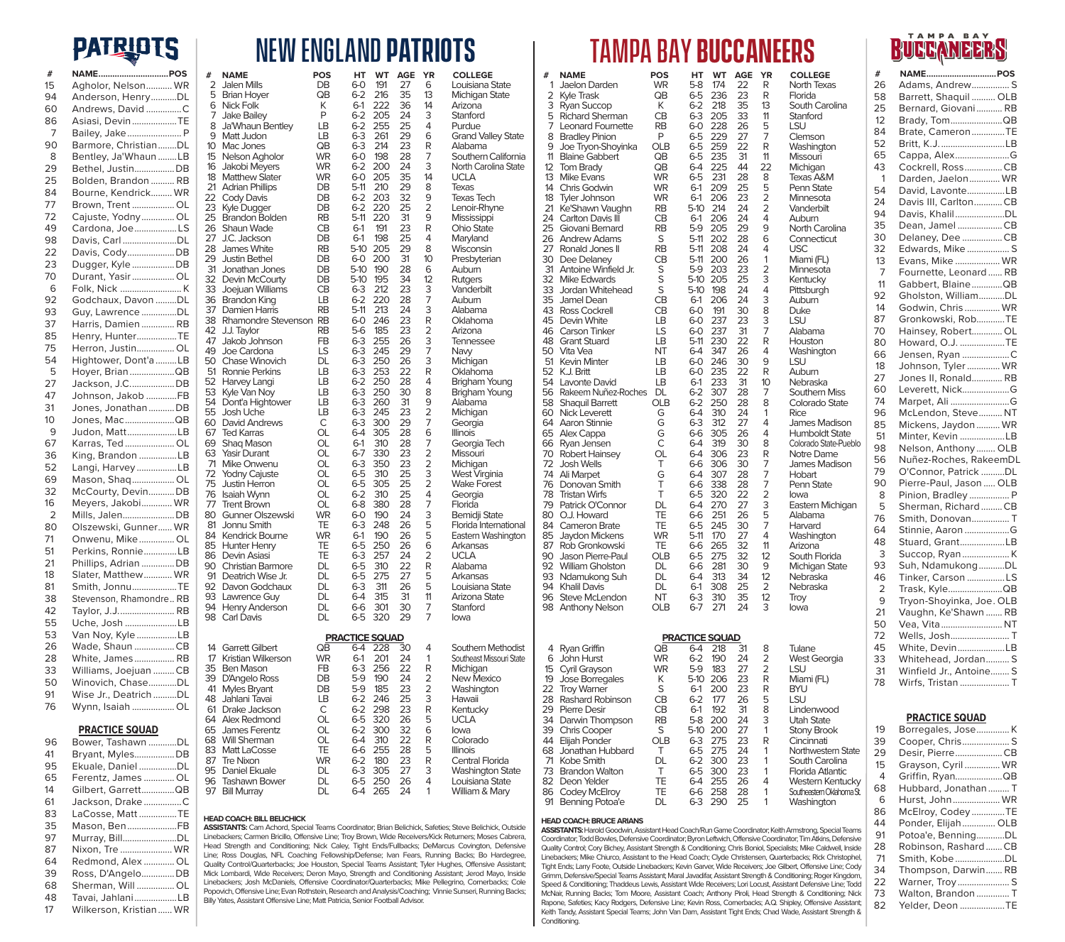# PATRIOTS

| # | NAME | POS |
|---|---|---|
| 15 | Agholor, Nelson | WR |
| 94 | Anderson, Henry | DL |
| 60 | Andrews, David | C |
| 86 | Asiasi, Devin | TE |
| 7 | Bailey, Jake | P |
| 90 | Barmore, Christian | DL |
| 8 | Bentley, Ja'Whaun | LB |
| 29 | Bethel, Justin | DB |
| 25 | Bolden, Brandon | RB |
| 84 | Bourne, Kendrick | WR |
| 77 | Brown, Trent | OL |
| 72 | Cajuste, Yodny | OL |
| 49 | Cardona, Joe | LS |
| 98 | Davis, Carl | DL |
| 22 | Davis, Cody | DB |
| 23 | Dugger, Kyle | DB |
| 70 | Durant, Yasir | OL |
| 6 | Folk, Nick | K |
| 92 | Godchaux, Davon | DL |
| 93 | Guy, Lawrence | DL |
| 37 | Harris, Damien | RB |
| 85 | Henry, Hunter | TE |
| 75 | Herron, Justin | OL |
| 54 | Hightower, Dont'a | LB |
| 5 | Hoyer, Brian | QB |
| 27 | Jackson, J.C. | DB |
| 47 | Johnson, Jakob | FB |
| 31 | Jones, Jonathan | DB |
| 10 | Jones, Mac | QB |
| 9 | Judon, Matt | LB |
| 67 | Karras, Ted | OL |
| 36 | King, Brandon | LB |
| 52 | Langi, Harvey | LB |
| 69 | Mason, Shaq | OL |
| 32 | McCourty, Devin | DB |
| 16 | Meyers, Jakobi | WR |
| 2 | Mills, Jalen | DB |
| 80 | Olszewski, Gunner | WR |
| 71 | Onwenu, Mike | OL |
| 51 | Perkins, Ronnie | LB |
| 21 | Phillips, Adrian | DB |
| 18 | Slater, Matthew | WR |
| 81 | Smith, Jonnu | TE |
| 38 | Stevenson, Rhamondre | RB |
| 42 | Taylor, J.J. | RB |
| 55 | Uche, Josh | LB |
| 53 | Van Noy, Kyle | LB |
| 26 | Wade, Shaun | CB |
| 28 | White, James | RB |
| 33 | Williams, Joejuan | CB |
| 50 | Winovich, Chase | DL |
| 91 | Wise Jr., Deatrich | DL |
| 76 | Wynn, Isaiah | OL |

### PRACTICE SQUAD

| # | NAME | POS |
|---|---|---|
| 96 | Bower, Tashawn | DL |
| 41 | Bryant, Myles | DB |
| 95 | Ekuale, Daniel | DL |
| 65 | Ferentz, James | OL |
| 14 | Gilbert, Garrett | QB |
| 61 | Jackson, Drake | C |
| 83 | LaCosse, Matt | TE |
| 35 | Mason, Ben | FB |
| 97 | Murray, Bill | DL |
| 87 | Nixon, Tre | WR |
| 64 | Redmond, Alex | OL |
| 39 | Ross, D'Angelo | DB |
| 68 | Sherman, Will | OL |
| 48 | Tavai, Jahlani | LB |
| 17 | Wilkerson, Kristian | WR |

# NEW ENGLAND PATRIOTS

| # | NAME | POS | HT | WT | AGE | YR | COLLEGE |
|---|---|---|---|---|---|---|---|
| 2 | Jalen Mills | DB | 6-0 | 191 | 27 | 6 | Louisiana State |
| 5 | Brian Hoyer | QB | 6-2 | 216 | 35 | 13 | Michigan State |
| 6 | Nick Folk | K | 6-1 | 222 | 36 | 14 | Arizona |
| 7 | Jake Bailey | P | 6-2 | 205 | 24 | 3 | Stanford |
| 8 | Ja'Whaun Bentley | LB | 6-2 | 255 | 25 | 4 | Purdue |
| 9 | Matt Judon | LB | 6-3 | 261 | 29 | 6 | Grand Valley State |
| 10 | Mac Jones | QB | 6-3 | 214 | 23 | R | Alabama |
| 15 | Nelson Agholor | WR | 6-0 | 198 | 28 | 7 | Southern California |
| 16 | Jakobi Meyers | WR | 6-2 | 200 | 24 | 3 | North Carolina State |
| 18 | Matthew Slater | WR | 6-0 | 205 | 35 | 14 | UCLA |
| 21 | Adrian Phillips | DB | 5-11 | 210 | 29 | 8 | Texas |
| 22 | Cody Davis | DB | 6-2 | 203 | 32 | 9 | Texas Tech |
| 23 | Kyle Dugger | DB | 6-2 | 220 | 25 | 2 | Lenoir-Rhyne |
| 25 | Brandon Bolden | RB | 5-11 | 220 | 31 | 9 | Mississippi |
| 26 | Shaun Wade | CB | 6-1 | 191 | 23 | R | Ohio State |
| 27 | J.C. Jackson | DB | 6-1 | 198 | 25 | 4 | Maryland |
| 28 | James White | RB | 5-10 | 205 | 29 | 8 | Wisconsin |
| 29 | Justin Bethel | DB | 6-0 | 200 | 31 | 10 | Presbyterian |
| 31 | Jonathan Jones | DB | 5-10 | 190 | 28 | 6 | Auburn |
| 32 | Devin McCourty | DB | 5-10 | 195 | 34 | 12 | Rutgers |
| 33 | Joejuan Williams | CB | 6-3 | 212 | 23 | 3 | Vanderbilt |
| 36 | Brandon King | LB | 6-2 | 220 | 28 | 7 | Auburn |
| 37 | Damien Harris | RB | 5-11 | 213 | 24 | 3 | Alabama |
| 38 | Rhamondre Stevenson | RB | 6-0 | 246 | 23 | R | Oklahoma |
| 42 | J.J. Taylor | RB | 5-6 | 185 | 23 | 2 | Arizona |
| 47 | Jakob Johnson | FB | 6-3 | 255 | 26 | 3 | Tennessee |
| 49 | Joe Cardona | LS | 6-3 | 245 | 29 | 7 | Navy |
| 50 | Chase Winovich | DL | 6-3 | 250 | 26 | 3 | Michigan |
| 51 | Ronnie Perkins | LB | 6-3 | 253 | 22 | R | Oklahoma |
| 52 | Harvey Langi | LB | 6-2 | 250 | 28 | 4 | Brigham Young |
| 53 | Kyle Van Noy | LB | 6-3 | 250 | 30 | 8 | Brigham Young |
| 54 | Dont'a Hightower | LB | 6-3 | 260 | 31 | 9 | Alabama |
| 55 | Josh Uche | LB | 6-3 | 245 | 23 | 2 | Michigan |
| 60 | David Andrews | C | 6-3 | 300 | 29 | 7 | Georgia |
| 67 | Ted Karras | OL | 6-4 | 305 | 28 | 6 | Illinois |
| 69 | Shaq Mason | OL | 6-1 | 310 | 28 | 7 | Georgia Tech |
| 63 | Yasir Durant | OL | 6-7 | 330 | 23 | 2 | Missouri |
| 71 | Mike Onwenu | OL | 6-3 | 350 | 23 | 2 | Michigan |
| 72 | Yodny Cajuste | OL | 6-5 | 310 | 25 | 3 | West Virginia |
| 75 | Justin Herron | OL | 6-5 | 305 | 25 | 2 | Wake Forest |
| 76 | Isaiah Wynn | OL | 6-2 | 310 | 25 | 4 | Georgia |
| 77 | Trent Brown | OL | 6-8 | 380 | 28 | 7 | Florida |
| 80 | Gunner Olszewski | WR | 6-0 | 190 | 24 | 3 | Bemidji State |
| 81 | Jonnu Smith | TE | 6-3 | 248 | 26 | 5 | Florida International |
| 84 | Kendrick Bourne | WR | 6-1 | 190 | 26 | 5 | Eastern Washington |
| 85 | Hunter Henry | TE | 6-5 | 250 | 26 | 6 | Arkansas |
| 86 | Devin Asiasi | TE | 6-3 | 257 | 24 | 2 | UCLA |
| 90 | Christian Barmore | DL | 6-5 | 310 | 22 | R | Alabama |
| 91 | Deatrich Wise Jr. | DL | 6-5 | 275 | 27 | 5 | Arkansas |
| 92 | Davon Godchaux | DL | 6-3 | 311 | 26 | 5 | Louisiana State |
| 93 | Lawrence Guy | DL | 6-4 | 315 | 31 | 11 | Arizona State |
| 94 | Henry Anderson | DL | 6-6 | 301 | 30 | 7 | Stanford |
| 98 | Carl Davis | DL | 6-5 | 320 | 29 | 7 | Iowa |

### PRACTICE SQUAD

| # | NAME | POS | HT | WT | AGE | YR | COLLEGE |
|---|---|---|---|---|---|---|---|
| 14 | Garrett Gilbert | QB | 6-4 | 228 | 30 | 4 | Southern Methodist |
| 17 | Kristian Wilkerson | WR | 6-1 | 201 | 24 | 1 | Southeast Missouri State |
| 35 | Ben Mason | FB | 6-3 | 256 | 22 | R | Michigan |
| 39 | D'Angelo Ross | DB | 5-9 | 190 | 24 | 2 | New Mexico |
| 41 | Myles Bryant | DB | 5-9 | 185 | 23 | 2 | Washington |
| 48 | Jahlani Tavai | LB | 6-2 | 246 | 25 | 3 | Hawaii |
| 61 | Drake Jackson | C | 6-2 | 298 | 23 | R | Kentucky |
| 64 | Alex Redmond | OL | 6-5 | 320 | 26 | 5 | UCLA |
| 65 | James Ferentz | OL | 6-2 | 300 | 32 | 6 | Iowa |
| 68 | Will Sherman | OL | 6-4 | 310 | 22 | R | Colorado |
| 83 | Matt LaCosse | TE | 6-6 | 255 | 28 | 5 | Illinois |
| 87 | Tre Nixon | WR | 6-2 | 180 | 23 | R | Central Florida |
| 95 | Daniel Ekuale | DL | 6-3 | 305 | 27 | 3 | Washington State |
| 96 | Tashawn Bower | DL | 6-5 | 250 | 26 | 4 | Louisiana State |
| 97 | Bill Murray | DL | 6-4 | 265 | 24 | 1 | William & Mary |

**HEAD COACH: BILL BELICHICK**

**ASSISTANTS:** Cam Achord, Special Teams Coordinator; Brian Belichick, Safeties; Steve Belichick, Outside Linebackers; Carmen Bricillo, Offensive Line; Troy Brown, Wide Receivers/Kick Returners; Moses Cabrera, Head Strength and Conditioning; Nick Caley, Tight Ends/Fullbacks; DeMarcus Covington, Defensive Line; Ross Douglas, NFL Coaching Fellowship/Defense; Ivan Fears, Running Backs; Bo Hardegree, Quality Control/Quarterbacks; Joe Houston, Special Teams Assistant; Tyler Hughes, Offensive Assistant; Mick Lombardi, Wide Receivers; Deron Mayo, Strength and Conditioning Assistant; Jerod Mayo, Inside Linebackers; Josh McDaniels, Offensive Coordinator/Quarterbacks; Mike Pellegrino, Cornerbacks; Cole Popovich, Offensive Line; Evan Rothstein, Research and Analysis/Coaching; Vinnie Sunseri, Running Backs; Billy Yates, Assistant Offensive Line; Matt Patricia, Senior Football Advisor.

# TAMPA BAY BUCCANEERS

| # | NAME | POS | HT | WT | AGE | YR | COLLEGE |
|---|---|---|---|---|---|---|---|
| 1 | Jaelon Darden | WR | 5-8 | 174 | 22 | R | North Texas |
| 2 | Kyle Trask | QB | 6-5 | 236 | 23 | R | Florida |
| 3 | Ryan Succop | K | 6-2 | 218 | 35 | 13 | South Carolina |
| 5 | Richard Sherman | CB | 6-3 | 205 | 33 | 11 | Stanford |
| 7 | Leonard Fournette | RB | 6-0 | 228 | 26 | 5 | LSU |
| 8 | Bradley Pinion | P | 6-5 | 229 | 27 | 7 | Clemson |
| 9 | Joe Tryon-Shoyinka | OLB | 6-5 | 259 | 22 | R | Washington |
| 11 | Blaine Gabbert | QB | 6-5 | 235 | 31 | 11 | Missouri |
| 12 | Tom Brady | QB | 6-4 | 225 | 44 | 22 | Michigan |
| 13 | Mike Evans | WR | 6-5 | 231 | 28 | 8 | Texas A&M |
| 14 | Chris Godwin | WR | 6-1 | 209 | 25 | 5 | Penn State |
| 18 | Tyler Johnson | WR | 6-1 | 206 | 23 | 2 | Minnesota |
| 21 | Ke'Shawn Vaughn | RB | 5-10 | 214 | 24 | 2 | Vanderbilt |
| 24 | Carlton Davis III | CB | 6-1 | 206 | 24 | 4 | Auburn |
| 25 | Giovani Bernard | RB | 5-9 | 205 | 29 | 9 | North Carolina |
| 26 | Andrew Adams | S | 5-11 | 202 | 28 | 6 | Connecticut |
| 27 | Ronald Jones II | RB | 5-11 | 208 | 24 | 4 | USC |
| 30 | Dee Delaney | CB | 5-11 | 200 | 26 | 1 | Miami (FL) |
| 31 | Antoine Winfield Jr. | S | 5-9 | 203 | 23 | 2 | Minnesota |
| 32 | Mike Edwards | S | 5-10 | 205 | 25 | 3 | Kentucky |
| 33 | Jordan Whitehead | S | 5-10 | 198 | 24 | 4 | Pittsburgh |
| 35 | Jamel Dean | CB | 6-1 | 206 | 24 | 3 | Auburn |
| 43 | Ross Cockrell | CB | 6-0 | 191 | 30 | 8 | Duke |
| 45 | Devin White | LB | 6-0 | 237 | 23 | 3 | LSU |
| 46 | Carson Tinker | LS | 6-0 | 237 | 31 | 7 | Alabama |
| 48 | Grant Stuard | LB | 5-11 | 230 | 22 | R | Houston |
| 50 | Vita Vea | NT | 6-4 | 347 | 26 | 4 | Washington |
| 51 | Kevin Minter | LB | 6-0 | 246 | 30 | 9 | LSU |
| 52 | K.J. Britt | LB | 6-0 | 235 | 22 | R | Auburn |
| 54 | Lavonte David | LB | 6-1 | 233 | 31 | 10 | Nebraska |
| 56 | Rakeem Nuñez-Roches | DL | 6-2 | 307 | 28 | 7 | Southern Miss |
| 58 | Shaquil Barrett | OLB | 6-2 | 250 | 28 | 8 | Colorado State |
| 60 | Nick Leverett | G | 6-4 | 310 | 24 | 1 | Rice |
| 64 | Aaron Stinnie | G | 6-3 | 312 | 27 | 4 | James Madison |
| 65 | Alex Cappa | G | 6-6 | 305 | 26 | 4 | Humboldt State |
| 66 | Ryan Jensen | C | 6-4 | 319 | 30 | 8 | Colorado State-Pueblo |
| 70 | Robert Hainsey | OL | 6-4 | 306 | 23 | R | Notre Dame |
| 72 | Josh Wells | T | 6-6 | 306 | 30 | 7 | James Madison |
| 74 | Ali Marpet | G | 6-4 | 307 | 28 | 7 | Hobart |
| 76 | Donovan Smith | T | 6-6 | 338 | 28 | 7 | Penn State |
| 78 | Tristan Wirfs | T | 6-5 | 320 | 22 | 2 | Iowa |
| 79 | Patrick O'Connor | DL | 6-4 | 270 | 27 | 3 | Eastern Michigan |
| 80 | O.J. Howard | TE | 6-6 | 251 | 26 | 5 | Alabama |
| 84 | Cameron Brate | TE | 6-5 | 245 | 30 | 7 | Harvard |
| 85 | Jaydon Mickens | WR | 5-11 | 170 | 27 | 4 | Washington |
| 87 | Rob Gronkowski | TE | 6-6 | 265 | 32 | 11 | Arizona |
| 90 | Jason Pierre-Paul | OLB | 6-5 | 275 | 32 | 12 | South Florida |
| 92 | William Gholston | DL | 6-6 | 281 | 30 | 9 | Michigan State |
| 93 | Ndamukong Suh | DL | 6-4 | 313 | 34 | 12 | Nebraska |
| 94 | Khalil Davis | DL | 6-1 | 308 | 25 | 2 | Nebraska |
| 96 | Steve McLendon | NT | 6-3 | 310 | 35 | 12 | Troy |
| 98 | Anthony Nelson | OLB | 6-7 | 271 | 24 | 3 | Iowa |

### PRACTICE SQUAD

| # | NAME | POS | HT | WT | AGE | YR | COLLEGE |
|---|---|---|---|---|---|---|---|
| 4 | Ryan Griffin | QB | 6-4 | 218 | 31 | 8 | Tulane |
| 6 | John Hurst | WR | 6-2 | 190 | 24 | 2 | West Georgia |
| 15 | Cyril Grayson | WR | 5-9 | 183 | 27 | 2 | LSU |
| 19 | Jose Borregales | K | 5-10 | 206 | 23 | R | Miami (FL) |
| 22 | Troy Warner | S | 6-1 | 200 | 23 | R | BYU |
| 28 | Rashard Robinson | CB | 6-2 | 177 | 26 | 5 | LSU |
| 29 | Pierre Desir | CB | 6-1 | 192 | 31 | 8 | Lindenwood |
| 34 | Darwin Thompson | RB | 5-8 | 200 | 24 | 3 | Utah State |
| 39 | Chris Cooper | S | 5-10 | 200 | 27 | 1 | Stony Brook |
| 44 | Elijah Ponder | OLB | 6-3 | 275 | 23 | R | Cincinnati |
| 68 | Jonathan Hubbard | T | 6-5 | 275 | 24 | 1 | Northwestern State |
| 71 | Kobe Smith | DL | 6-2 | 300 | 23 | 1 | South Carolina |
| 73 | Brandon Walton | T | 6-5 | 300 | 23 | 1 | Florida Atlantic |
| 82 | Deon Yelder | TE | 6-4 | 255 | 26 | 4 | Western Kentucky |
| 86 | Codey McElroy | TE | 6-6 | 258 | 28 | 1 | Southeastern Oklahoma St. |
| 91 | Benning Potoa'e | DL | 6-3 | 290 | 25 | 1 | Washington |

**HEAD COACH: BRUCE ARIANS**

**ASSISTANTS:** Harold Goodwin, Assistant Head Coach/Run Game Coordinator; Keith Armstrong, Special Teams Coordinator; Todd Bowles, Defensive Coordinator; Byron Leftwich, Offensive Coordinator; Tim Atkins, Defensive Quality Control; Cory Bichey, Assistant Strength & Conditioning; Chris Boniol, Specialists; Mike Caldwell, Inside Linebackers; Mike Chiurco, Assistant to the Head Coach; Clyde Christensen, Quarterbacks; Rick Christophel, Tight Ends; Larry Foote, Outside Linebackers; Kevin Garver, Wide Receivers; Joe Gilbert, Offensive Line; Cody Grimm, Defensive/Special Teams Assistant; Maral Javadifar, Assistant Strength & Conditioning; Roger Kingdom, Speed & Conditioning; Thaddeus Lewis, Assistant Wide Receivers; Lori Locust, Assistant Defensive Line; Todd McNair, Running Backs; Tom Moore, Assistant Coach; Anthony Piroli, Head Strength & Conditioning; Nick Rapone, Safeties; Kacy Rodgers, Defensive Line; Kevin Ross, Cornerbacks; A.Q. Shipley, Offensive Assistant; Keith Tandy, Assistant Special Teams; John Van Dam, Assistant Tight Ends; Chad Wade, Assistant Strength & Conditioning.

# TAMPA BAY BUCCANEERS

| # | NAME | POS |
|---|---|---|
| 26 | Adams, Andrew | S |
| 58 | Barrett, Shaquil | OLB |
| 25 | Bernard, Giovani | RB |
| 12 | Brady, Tom | QB |
| 84 | Brate, Cameron | TE |
| 52 | Britt, K.J. | LB |
| 65 | Cappa, Alex | G |
| 43 | Cockrell, Ross | CB |
| 1 | Darden, Jaelon | WR |
| 54 | David, Lavonte | LB |
| 24 | Davis III, Carlton | CB |
| 94 | Davis, Khalil | DL |
| 35 | Dean, Jamel | CB |
| 30 | Delaney, Dee | CB |
| 32 | Edwards, Mike | S |
| 13 | Evans, Mike | WR |
| 7 | Fournette, Leonard | RB |
| 11 | Gabbert, Blaine | QB |
| 92 | Gholston, William | DL |
| 14 | Godwin, Chris | WR |
| 87 | Gronkowski, Rob | TE |
| 70 | Hainsey, Robert | OL |
| 80 | Howard, O.J. | TE |
| 66 | Jensen, Ryan | C |
| 18 | Johnson, Tyler | WR |
| 27 | Jones II, Ronald | RB |
| 60 | Leverett, Nick | G |
| 74 | Marpet, Ali | G |
| 96 | McLendon, Steve | NT |
| 85 | Mickens, Jaydon | WR |
| 51 | Minter, Kevin | LB |
| 98 | Nelson, Anthony | OLB |
| 56 | Nuñez-Roches, Rakeem | DL |
| 79 | O'Connor, Patrick | DL |
| 90 | Pierre-Paul, Jason | OLB |
| 8 | Pinion, Bradley | P |
| 5 | Sherman, Richard | CB |
| 76 | Smith, Donovan | T |
| 64 | Stinnie, Aaron | G |
| 48 | Stuard, Grant | LB |
| 3 | Succop, Ryan | K |
| 93 | Suh, Ndamukong | DL |
| 46 | Tinker, Carson | LS |
| 2 | Trask, Kyle | QB |
| 9 | Tryon-Shoyinka, Joe | OLB |
| 21 | Vaughn, Ke'Shawn | RB |
| 50 | Vea, Vita | NT |
| 72 | Wells, Josh | T |
| 45 | White, Devin | LB |
| 33 | Whitehead, Jordan | S |
| 31 | Winfield Jr., Antoine | S |
| 78 | Wirfs, Tristan | T |

### PRACTICE SQUAD

| # | NAME | POS |
|---|---|---|
| 19 | Borregales, Jose | K |
| 39 | Cooper, Chris | S |
| 29 | Desir, Pierre | CB |
| 15 | Grayson, Cyril | WR |
| 4 | Griffin, Ryan | QB |
| 68 | Hubbard, Jonathan | T |
| 6 | Hurst, John | WR |
| 86 | McElroy, Codey | TE |
| 44 | Ponder, Elijah | OLB |
| 91 | Potoa'e, Benning | DL |
| 28 | Robinson, Rashard | CB |
| 71 | Smith, Kobe | DL |
| 34 | Thompson, Darwin | RB |
| 22 | Warner, Troy | S |
| 73 | Walton, Brandon | T |
| 82 | Yelder, Deon | TE |